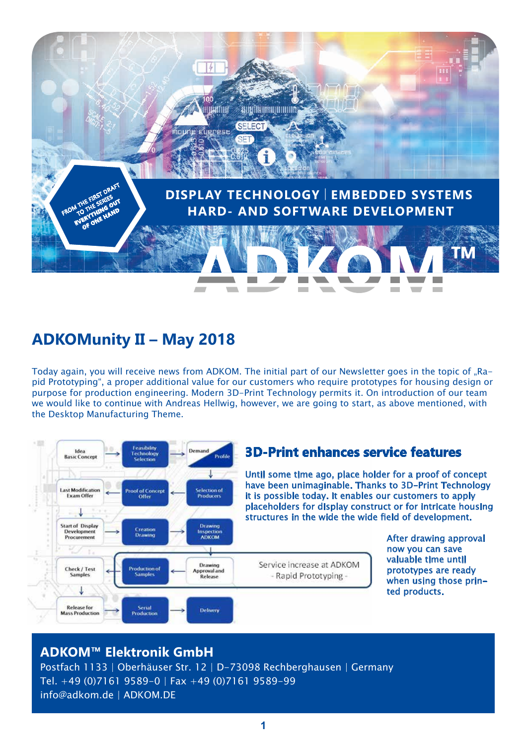FROM THE FIRST DRAFT TO THE SERIES EVERYTHING OUT OF ONE HAND

**DISPLAY TECHNOLOGY | EMBEDDED SYSTEMS**
**HARD- AND SOFTWARE DEVELOPMENT**

ADKOM™

# ADKOMunity II – May 2018

Today again, you will receive news from ADKOM. The initial part of our Newsletter goes in the topic of „Rapid Prototyping", a proper additional value for our customers who require prototypes for housing design or purpose for production engineering. Modern 3D-Print Technology permits it. On introduction of our team we would like to continue with Andreas Hellwig, however, we are going to start, as above mentioned, with the Desktop Manufacturing Theme.

Idea Basic Concept → Feasibility Technology Selection → Demand Profile → Selection of Producers → Proof of Concept Offer → Last Modification Exam Offer → Start of Display Development Procurement → Creation Drawing → Drawing Inspection ADKOM → Drawing Approval and Release → Production of Samples → Check / Test Samples → Release for Mass Production → Serial Production → Delivery

Service increase at ADKOM - Rapid Prototyping -

## 3D-Print enhances service features

Until some time ago, place holder for a proof of concept have been unimaginable. Thanks to 3D-Print Technology it is possible today. It enables our customers to apply placeholders for display construct or for intricate housing structures in the wide the wide field of development.

After drawing approval now you can save valuable time until prototypes are ready when using those printed products.

**ADKOM™ Elektronik GmbH**
Postfach 1133 | Oberhäuser Str. 12 | D-73098 Rechberghausen | Germany
Tel. +49 (0)7161 9589-0 | Fax +49 (0)7161 9589-99
info@adkom.de | ADKOM.DE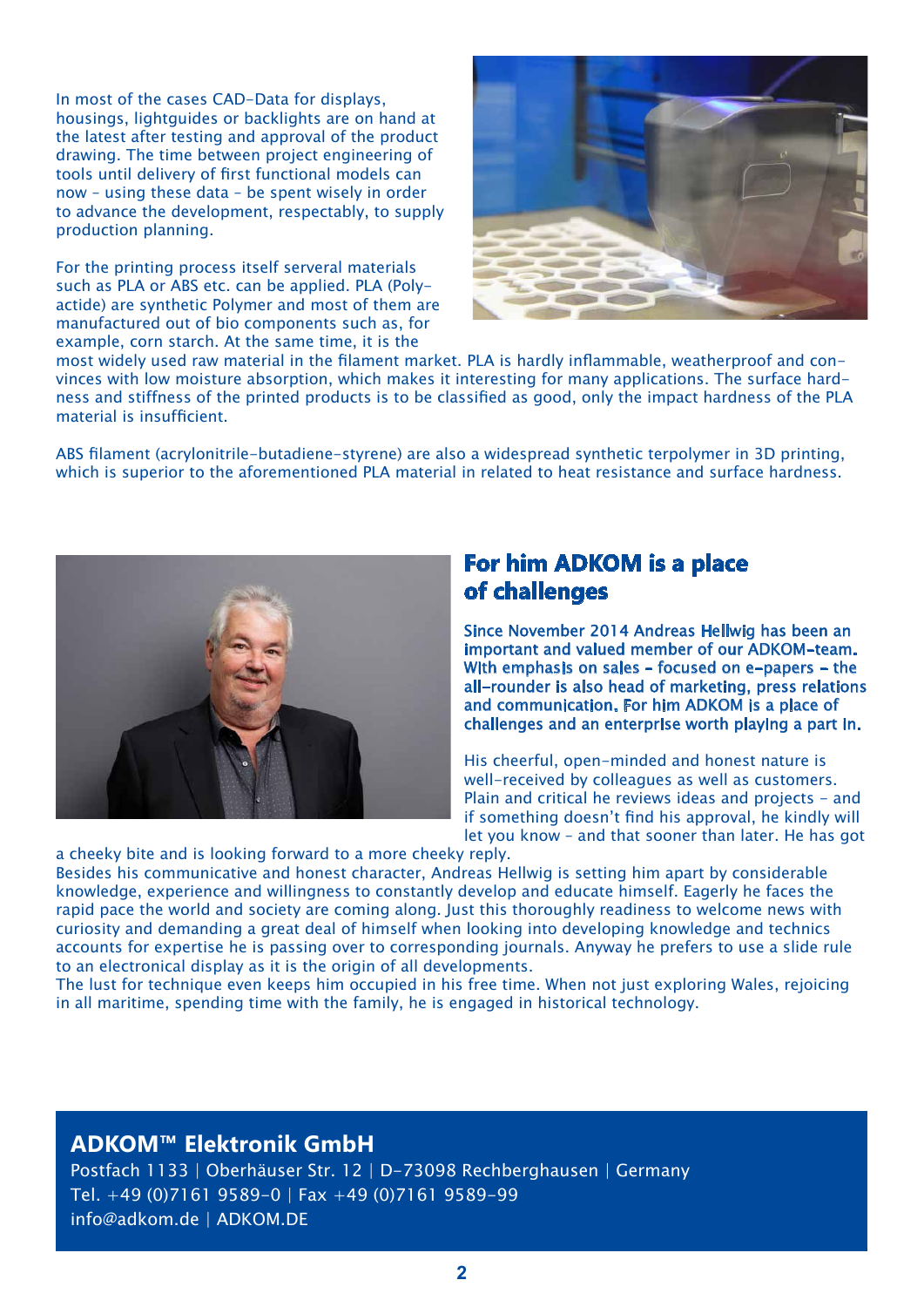In most of the cases CAD-Data for displays, housings, lightguides or backlights are on hand at the latest after testing and approval of the product drawing. The time between project engineering of tools until delivery of first functional models can now – using these data – be spent wisely in order to advance the development, respectably, to supply production planning.

For the printing process itself serveral materials such as PLA or ABS etc. can be applied. PLA (Polyactide) are synthetic Polymer and most of them are manufactured out of bio components such as, for example, corn starch. At the same time, it is the most widely used raw material in the filament market. PLA is hardly inflammable, weatherproof and convinces with low moisture absorption, which makes it interesting for many applications. The surface hardness and stiffness of the printed products is to be classified as good, only the impact hardness of the PLA material is insufficient.

ABS filament (acrylonitrile-butadiene-styrene) are also a widespread synthetic terpolymer in 3D printing, which is superior to the aforementioned PLA material in related to heat resistance and surface hardness.

## For him ADKOM is a place of challenges

**Since November 2014 Andreas Hellwig has been an important and valued member of our ADKOM-team. With emphasis on sales – focused on e-papers – the all-rounder is also head of marketing, press relations and communication. For him ADKOM is a place of challenges and an enterprise worth playing a part in.**

His cheerful, open-minded and honest nature is well-received by colleagues as well as customers. Plain and critical he reviews ideas and projects – and if something doesn't find his approval, he kindly will let you know – and that sooner than later. He has got a cheeky bite and is looking forward to a more cheeky reply.

Besides his communicative and honest character, Andreas Hellwig is setting him apart by considerable knowledge, experience and willingness to constantly develop and educate himself. Eagerly he faces the rapid pace the world and society are coming along. Just this thoroughly readiness to welcome news with curiosity and demanding a great deal of himself when looking into developing knowledge and technics accounts for expertise he is passing over to corresponding journals. Anyway he prefers to use a slide rule to an electronical display as it is the origin of all developments.

The lust for technique even keeps him occupied in his free time. When not just exploring Wales, rejoicing in all maritime, spending time with the family, he is engaged in historical technology.

**ADKOM™ Elektronik GmbH**

Postfach 1133 | Oberhäuser Str. 12 | D-73098 Rechberghausen | Germany
Tel. +49 (0)7161 9589-0 | Fax +49 (0)7161 9589-99
info@adkom.de | ADKOM.DE